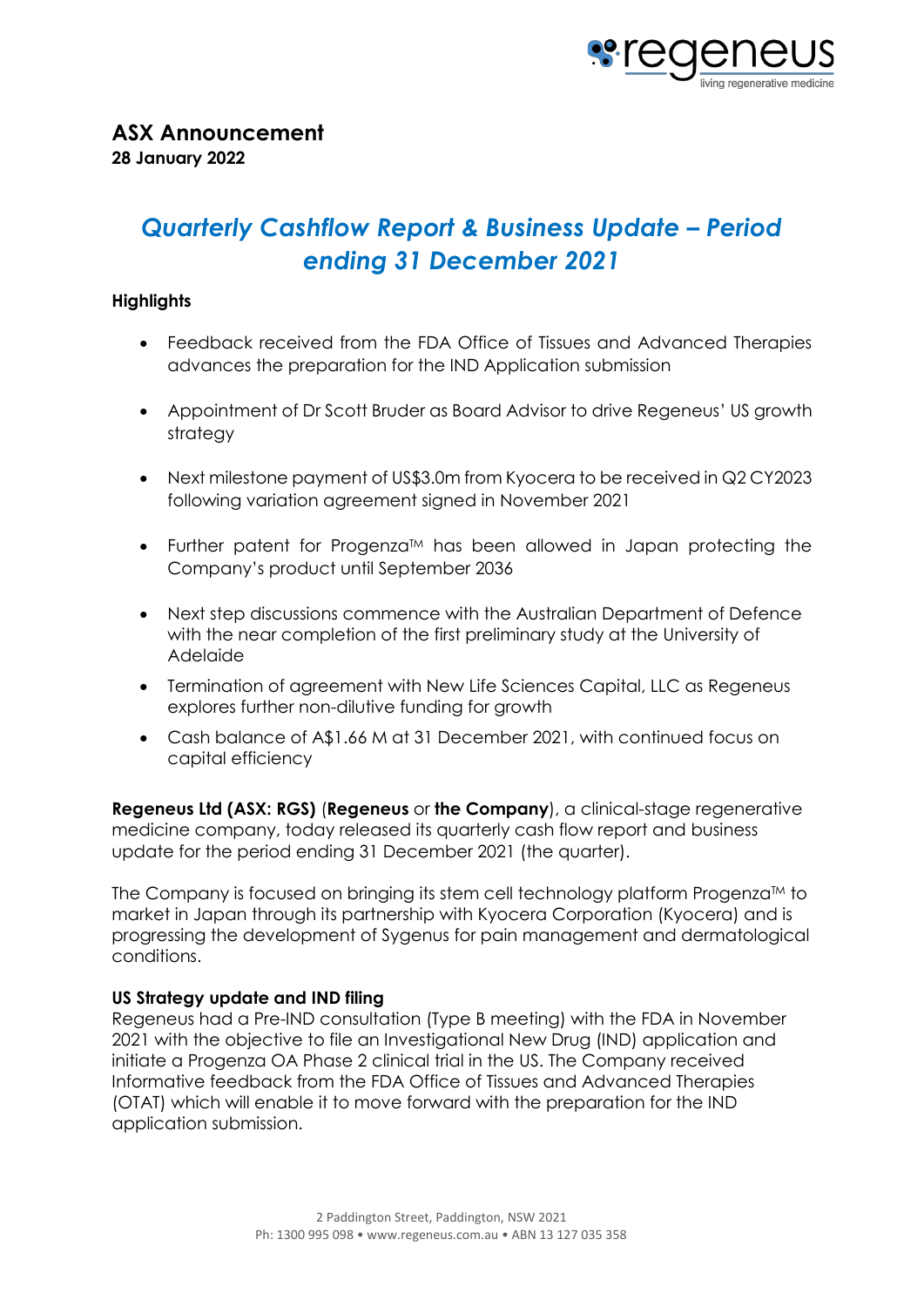# ASX Announcement

**28 January 2022**

## *Quarterly Cashflow Report & Business Update – Period ending 31 December 2021*

**Highlights**

- Feedback received from the FDA Office of Tissues and Advanced Therapies advances the preparation for the IND Application submission
- Appointment of Dr Scott Bruder as Board Advisor to drive Regeneus' US growth strategy
- Next milestone payment of US$3.0m from Kyocera to be received in Q2 CY2023 following variation agreement signed in November 2021
- Further patent for Progenza™ has been allowed in Japan protecting the Company's product until September 2036
- Next step discussions commence with the Australian Department of Defence with the near completion of the first preliminary study at the University of Adelaide
- Termination of agreement with New Life Sciences Capital, LLC as Regeneus explores further non-dilutive funding for growth
- Cash balance of A$1.66 M at 31 December 2021, with continued focus on capital efficiency

**Regeneus Ltd (ASX: RGS)** (**Regeneus** or **the Company**), a clinical-stage regenerative medicine company, today released its quarterly cash flow report and business update for the period ending 31 December 2021 (the quarter).

The Company is focused on bringing its stem cell technology platform Progenza™ to market in Japan through its partnership with Kyocera Corporation (Kyocera) and is progressing the development of Sygenus for pain management and dermatological conditions.

**US Strategy update and IND filing**

Regeneus had a Pre-IND consultation (Type B meeting) with the FDA in November 2021 with the objective to file an Investigational New Drug (IND) application and initiate a Progenza OA Phase 2 clinical trial in the US. The Company received Informative feedback from the FDA Office of Tissues and Advanced Therapies (OTAT) which will enable it to move forward with the preparation for the IND application submission.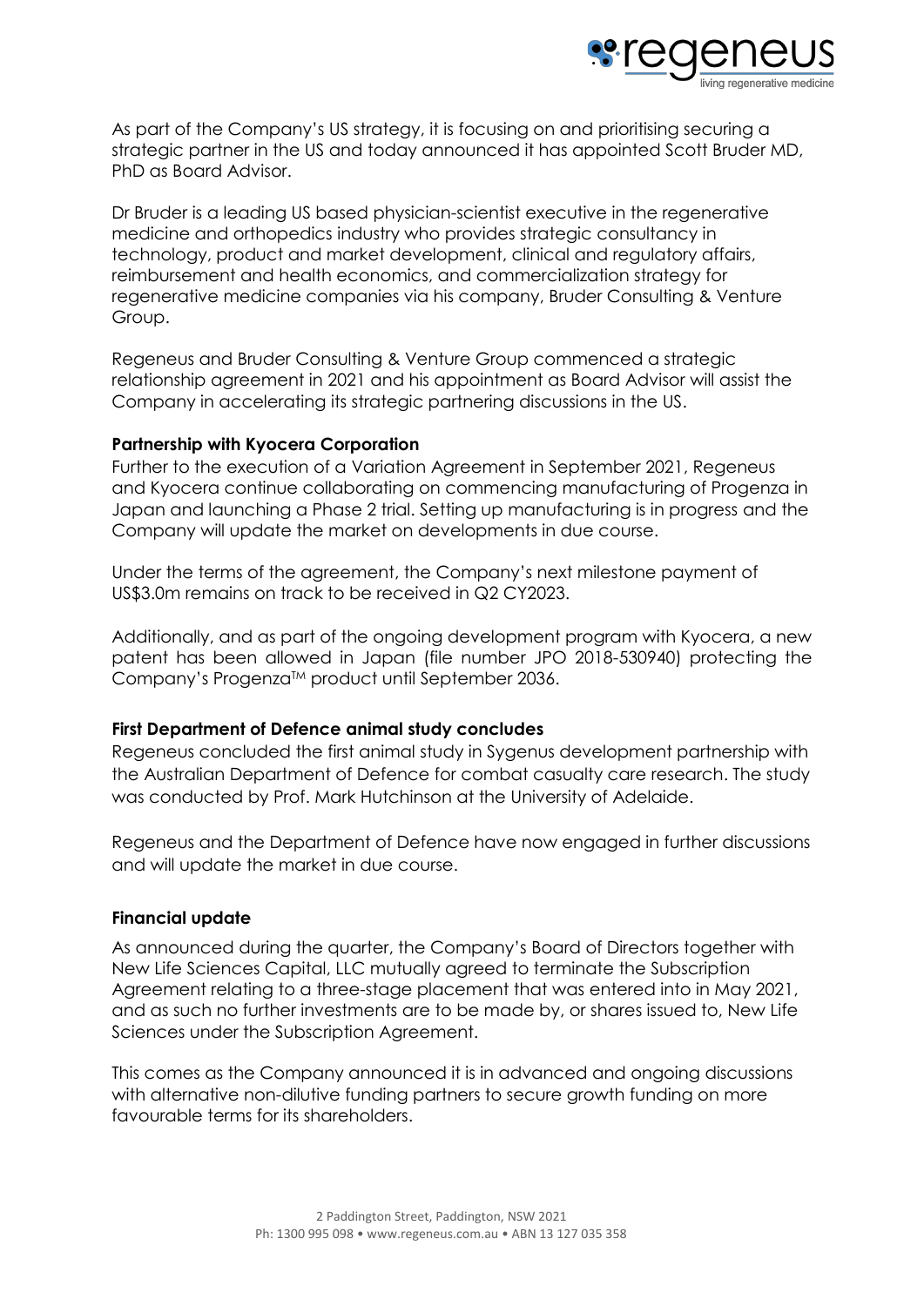As part of the Company's US strategy, it is focusing on and prioritising securing a strategic partner in the US and today announced it has appointed Scott Bruder MD, PhD as Board Advisor.

Dr Bruder is a leading US based physician-scientist executive in the regenerative medicine and orthopedics industry who provides strategic consultancy in technology, product and market development, clinical and regulatory affairs, reimbursement and health economics, and commercialization strategy for regenerative medicine companies via his company, Bruder Consulting & Venture Group.

Regeneus and Bruder Consulting & Venture Group commenced a strategic relationship agreement in 2021 and his appointment as Board Advisor will assist the Company in accelerating its strategic partnering discussions in the US.

**Partnership with Kyocera Corporation**

Further to the execution of a Variation Agreement in September 2021, Regeneus and Kyocera continue collaborating on commencing manufacturing of Progenza in Japan and launching a Phase 2 trial. Setting up manufacturing is in progress and the Company will update the market on developments in due course.

Under the terms of the agreement, the Company's next milestone payment of US$3.0m remains on track to be received in Q2 CY2023.

Additionally, and as part of the ongoing development program with Kyocera, a new patent has been allowed in Japan (file number JPO 2018-530940) protecting the Company's Progenza™ product until September 2036.

**First Department of Defence animal study concludes**

Regeneus concluded the first animal study in Sygenus development partnership with the Australian Department of Defence for combat casualty care research. The study was conducted by Prof. Mark Hutchinson at the University of Adelaide.

Regeneus and the Department of Defence have now engaged in further discussions and will update the market in due course.

**Financial update**

As announced during the quarter, the Company's Board of Directors together with New Life Sciences Capital, LLC mutually agreed to terminate the Subscription Agreement relating to a three-stage placement that was entered into in May 2021, and as such no further investments are to be made by, or shares issued to, New Life Sciences under the Subscription Agreement.

This comes as the Company announced it is in advanced and ongoing discussions with alternative non-dilutive funding partners to secure growth funding on more favourable terms for its shareholders.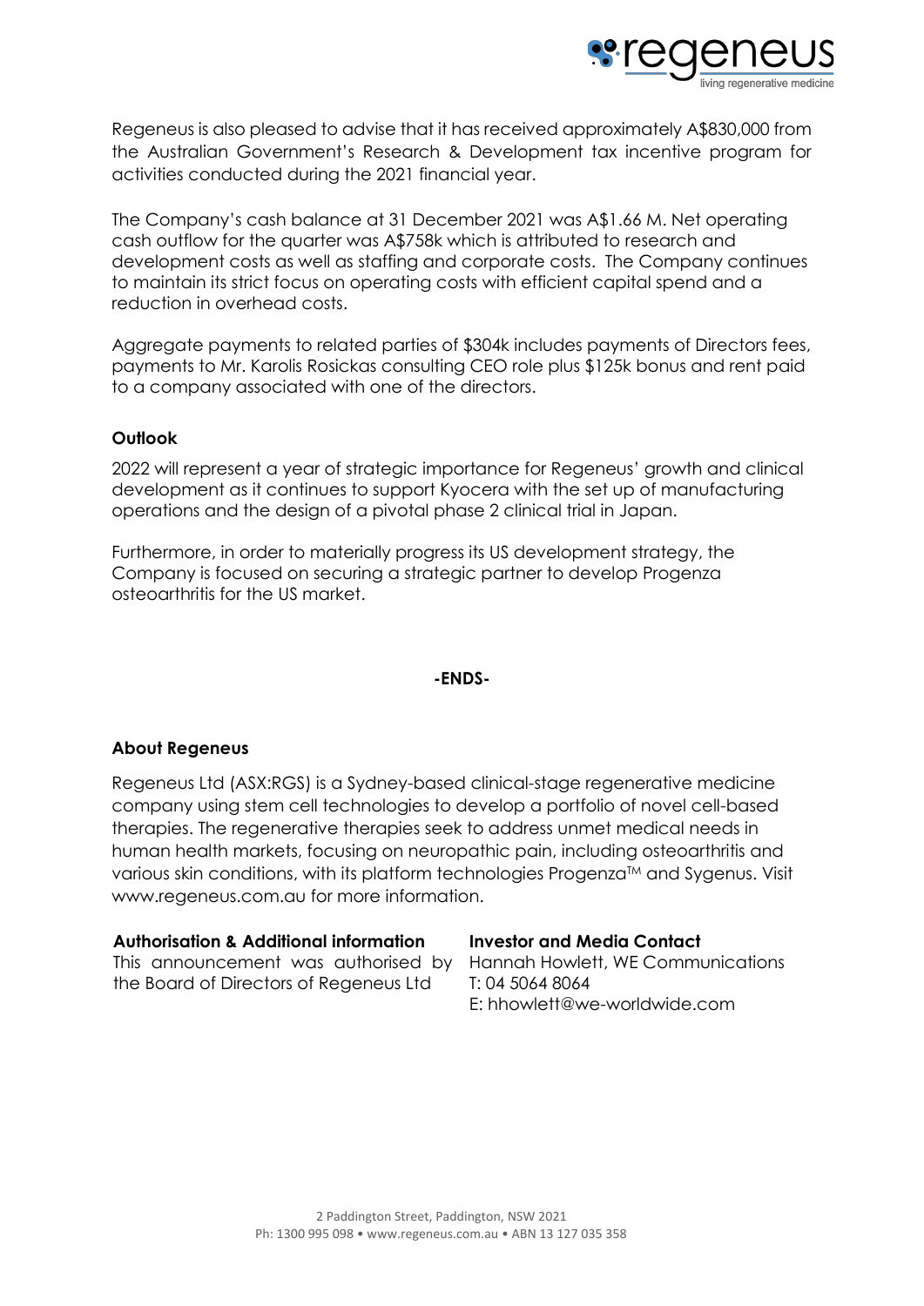Regeneus is also pleased to advise that it has received approximately A$830,000 from the Australian Government's Research & Development tax incentive program for activities conducted during the 2021 financial year.

The Company's cash balance at 31 December 2021 was A$1.66 M. Net operating cash outflow for the quarter was A$758k which is attributed to research and development costs as well as staffing and corporate costs. The Company continues to maintain its strict focus on operating costs with efficient capital spend and a reduction in overhead costs.

Aggregate payments to related parties of $304k includes payments of Directors fees, payments to Mr. Karolis Rosickas consulting CEO role plus $125k bonus and rent paid to a company associated with one of the directors.

**Outlook**

2022 will represent a year of strategic importance for Regeneus' growth and clinical development as it continues to support Kyocera with the set up of manufacturing operations and the design of a pivotal phase 2 clinical trial in Japan.

Furthermore, in order to materially progress its US development strategy, the Company is focused on securing a strategic partner to develop Progenza osteoarthritis for the US market.

**-ENDS-**

**About Regeneus**

Regeneus Ltd (ASX:RGS) is a Sydney-based clinical-stage regenerative medicine company using stem cell technologies to develop a portfolio of novel cell-based therapies. The regenerative therapies seek to address unmet medical needs in human health markets, focusing on neuropathic pain, including osteoarthritis and various skin conditions, with its platform technologies Progenza™ and Sygenus. Visit www.regeneus.com.au for more information.

**Authorisation & Additional information**

This announcement was authorised by the Board of Directors of Regeneus Ltd

**Investor and Media Contact**

Hannah Howlett, WE Communications
T: 04 5064 8064
E: hhowlett@we-worldwide.com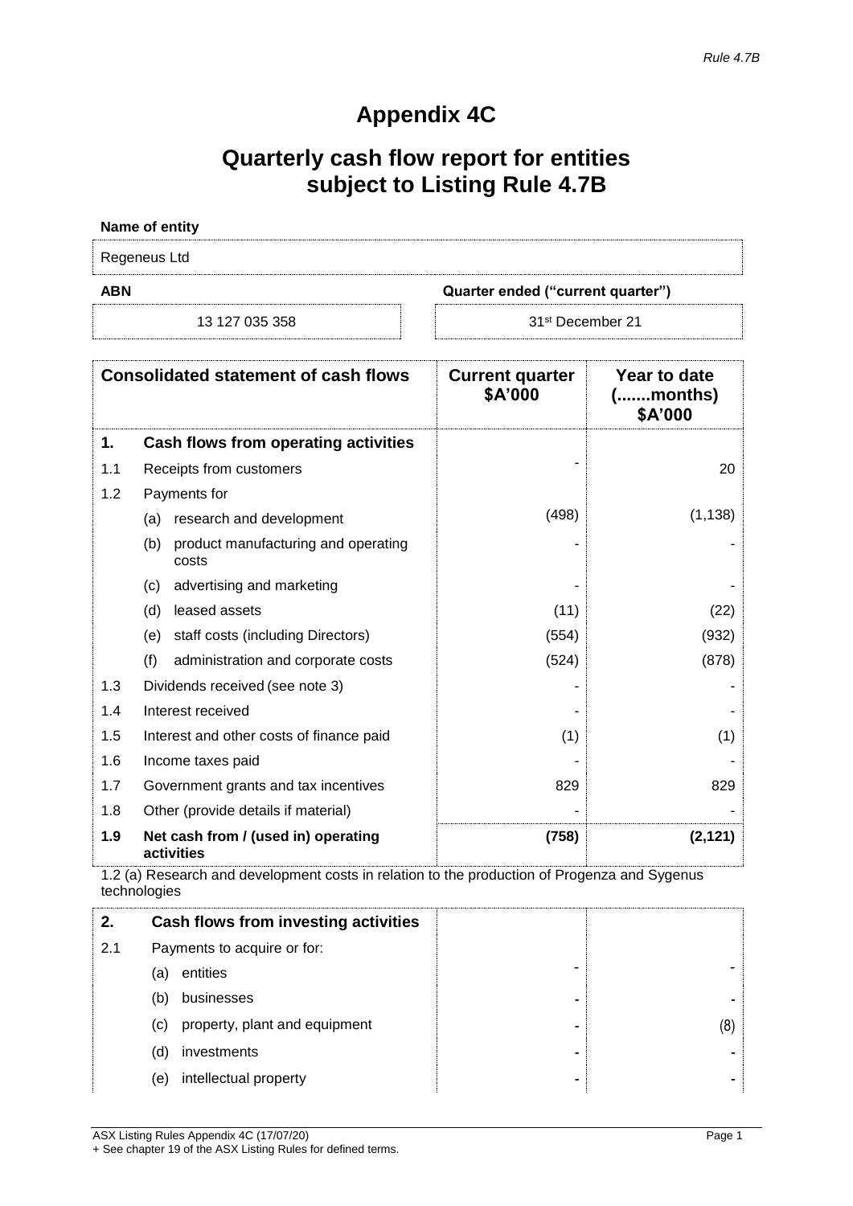Rule 4.7B

# Appendix 4C

# Quarterly cash flow report for entities subject to Listing Rule 4.7B

**Name of entity**

Regeneus Ltd

| ABN | Quarter ended ("current quarter") |
|---|---|
| 13 127 035 358 | 31st December 21 |

| | Consolidated statement of cash flows | Current quarter $A'000 | Year to date (.......months) $A'000 |
|---|---|---|---|
| **1.** | **Cash flows from operating activities** | | |
| 1.1 | Receipts from customers | - | 20 |
| 1.2 | Payments for | | |
| | (a) research and development | (498) | (1,138) |
| | (b) product manufacturing and operating costs | - | - |
| | (c) advertising and marketing | - | - |
| | (d) leased assets | (11) | (22) |
| | (e) staff costs (including Directors) | (554) | (932) |
| | (f) administration and corporate costs | (524) | (878) |
| 1.3 | Dividends received (see note 3) | - | - |
| 1.4 | Interest received | - | - |
| 1.5 | Interest and other costs of finance paid | (1) | (1) |
| 1.6 | Income taxes paid | - | - |
| 1.7 | Government grants and tax incentives | 829 | 829 |
| 1.8 | Other (provide details if material) | - | - |
| **1.9** | **Net cash from / (used in) operating activities** | **(758)** | **(2,121)** |

1.2 (a) Research and development costs in relation to the production of Progenza and Sygenus technologies

| | | | |
|---|---|---|---|
| **2.** | **Cash flows from investing activities** | | |
| 2.1 | Payments to acquire or for: | | |
| | (a) entities | - | - |
| | (b) businesses | - | - |
| | (c) property, plant and equipment | - | (8) |
| | (d) investments | - | - |
| | (e) intellectual property | - | - |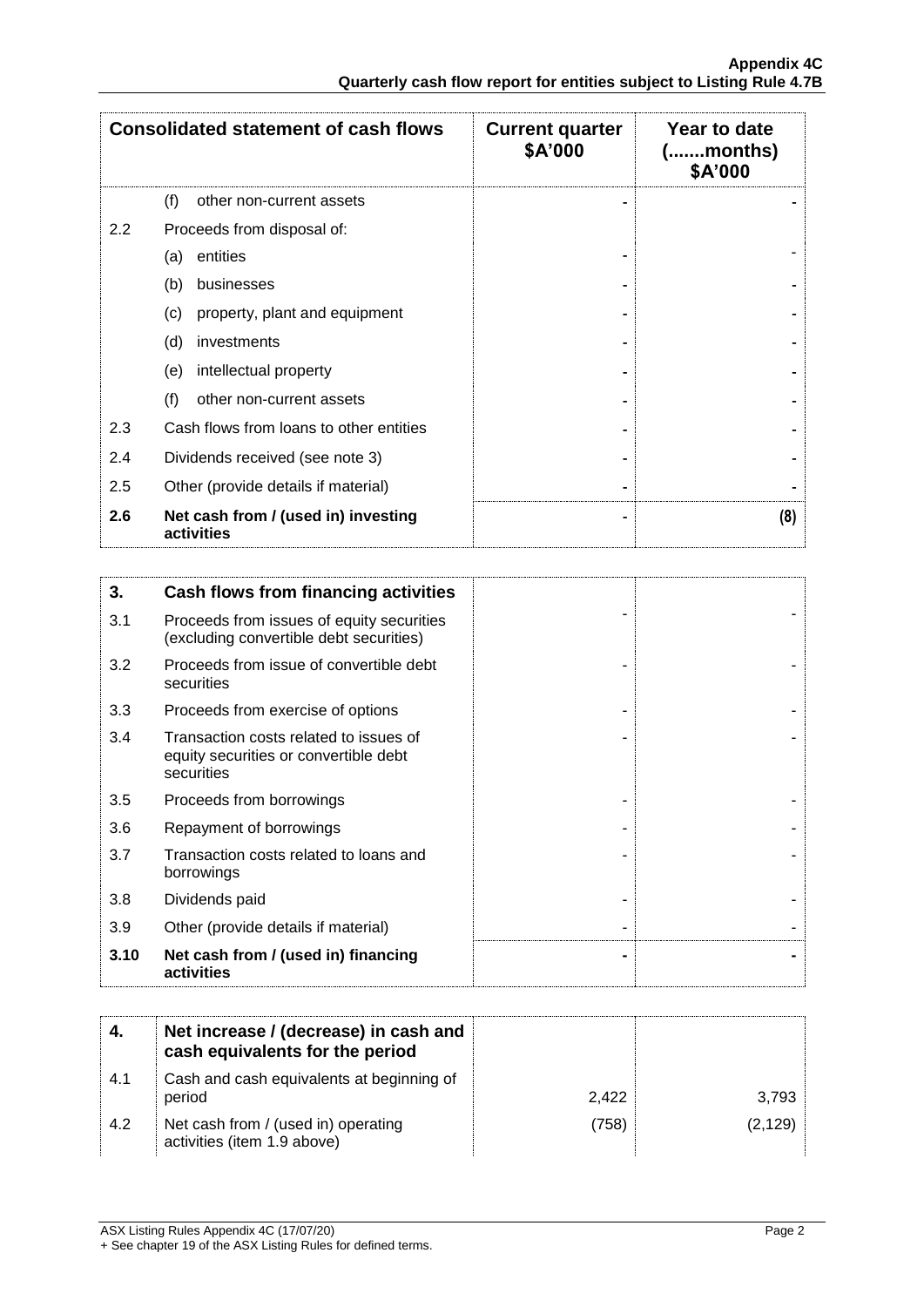| Consolidated statement of cash flows | | Current quarter $A'000 | Year to date (.......months) $A'000 |
|---|---|---|---|
| | (f) other non-current assets | - | - |
| 2.2 | Proceeds from disposal of: | | |
| | (a) entities | - | - |
| | (b) businesses | - | - |
| | (c) property, plant and equipment | - | - |
| | (d) investments | - | - |
| | (e) intellectual property | - | - |
| | (f) other non-current assets | - | - |
| 2.3 | Cash flows from loans to other entities | - | - |
| 2.4 | Dividends received (see note 3) | - | - |
| 2.5 | Other (provide details if material) | - | - |
| **2.6** | **Net cash from / (used in) investing activities** | **-** | **(8)** |

| | | | |
|---|---|---|---|
| **3.** | **Cash flows from financing activities** | | |
| 3.1 | Proceeds from issues of equity securities (excluding convertible debt securities) | - | - |
| 3.2 | Proceeds from issue of convertible debt securities | - | - |
| 3.3 | Proceeds from exercise of options | - | - |
| 3.4 | Transaction costs related to issues of equity securities or convertible debt securities | - | - |
| 3.5 | Proceeds from borrowings | - | - |
| 3.6 | Repayment of borrowings | - | - |
| 3.7 | Transaction costs related to loans and borrowings | - | - |
| 3.8 | Dividends paid | - | - |
| 3.9 | Other (provide details if material) | - | - |
| **3.10** | **Net cash from / (used in) financing activities** | **-** | **-** |

| | | | |
|---|---|---|---|
| **4.** | **Net increase / (decrease) in cash and cash equivalents for the period** | | |
| 4.1 | Cash and cash equivalents at beginning of period | 2,422 | 3,793 |
| 4.2 | Net cash from / (used in) operating activities (item 1.9 above) | (758) | (2,129) |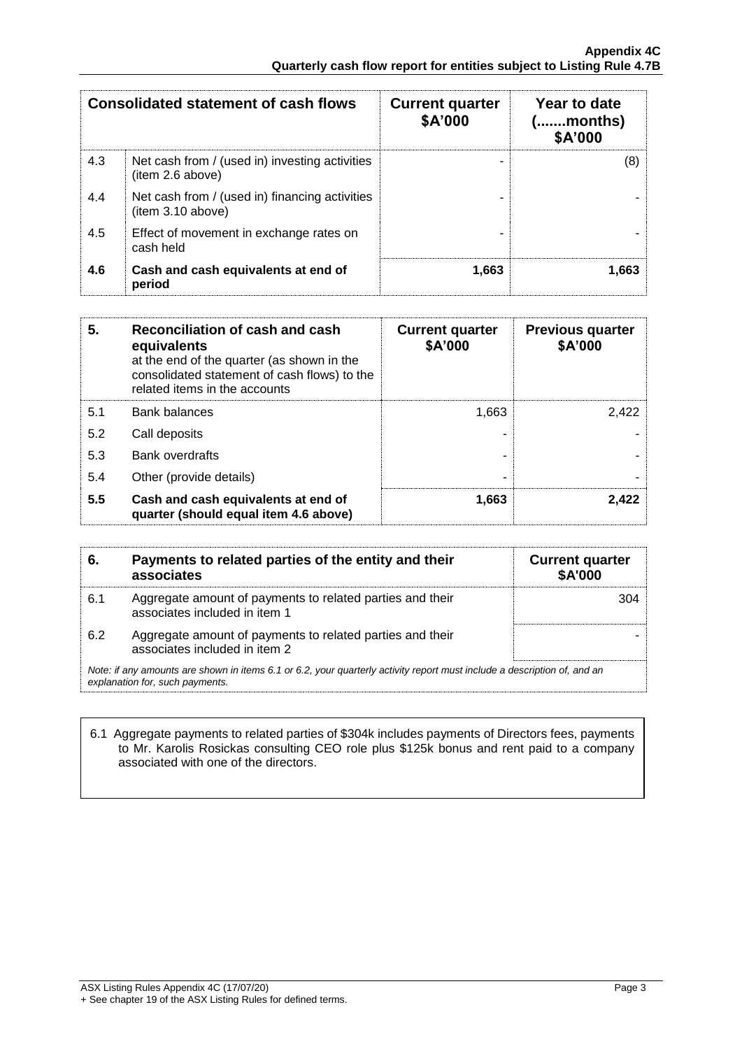| | Consolidated statement of cash flows | Current quarter $A'000 | Year to date (.......months) $A'000 |
|---|---|---|---|
| 4.3 | Net cash from / (used in) investing activities (item 2.6 above) | - | (8) |
| 4.4 | Net cash from / (used in) financing activities (item 3.10 above) | - | - |
| 4.5 | Effect of movement in exchange rates on cash held | - | - |
| **4.6** | **Cash and cash equivalents at end of period** | **1,663** | **1,663** |

| **5.** | **Reconciliation of cash and cash equivalents** at the end of the quarter (as shown in the consolidated statement of cash flows) to the related items in the accounts | **Current quarter $A'000** | **Previous quarter $A'000** |
|---|---|---|---|
| 5.1 | Bank balances | 1,663 | 2,422 |
| 5.2 | Call deposits | - | - |
| 5.3 | Bank overdrafts | - | - |
| 5.4 | Other (provide details) | - | - |
| **5.5** | **Cash and cash equivalents at end of quarter (should equal item 4.6 above)** | **1,663** | **2,422** |

| **6.** | **Payments to related parties of the entity and their associates** | **Current quarter $A'000** |
|---|---|---|
| 6.1 | Aggregate amount of payments to related parties and their associates included in item 1 | 304 |
| 6.2 | Aggregate amount of payments to related parties and their associates included in item 2 | - |

*Note: if any amounts are shown in items 6.1 or 6.2, your quarterly activity report must include a description of, and an explanation for, such payments.*

6.1 Aggregate payments to related parties of $304k includes payments of Directors fees, payments to Mr. Karolis Rosickas consulting CEO role plus $125k bonus and rent paid to a company associated with one of the directors.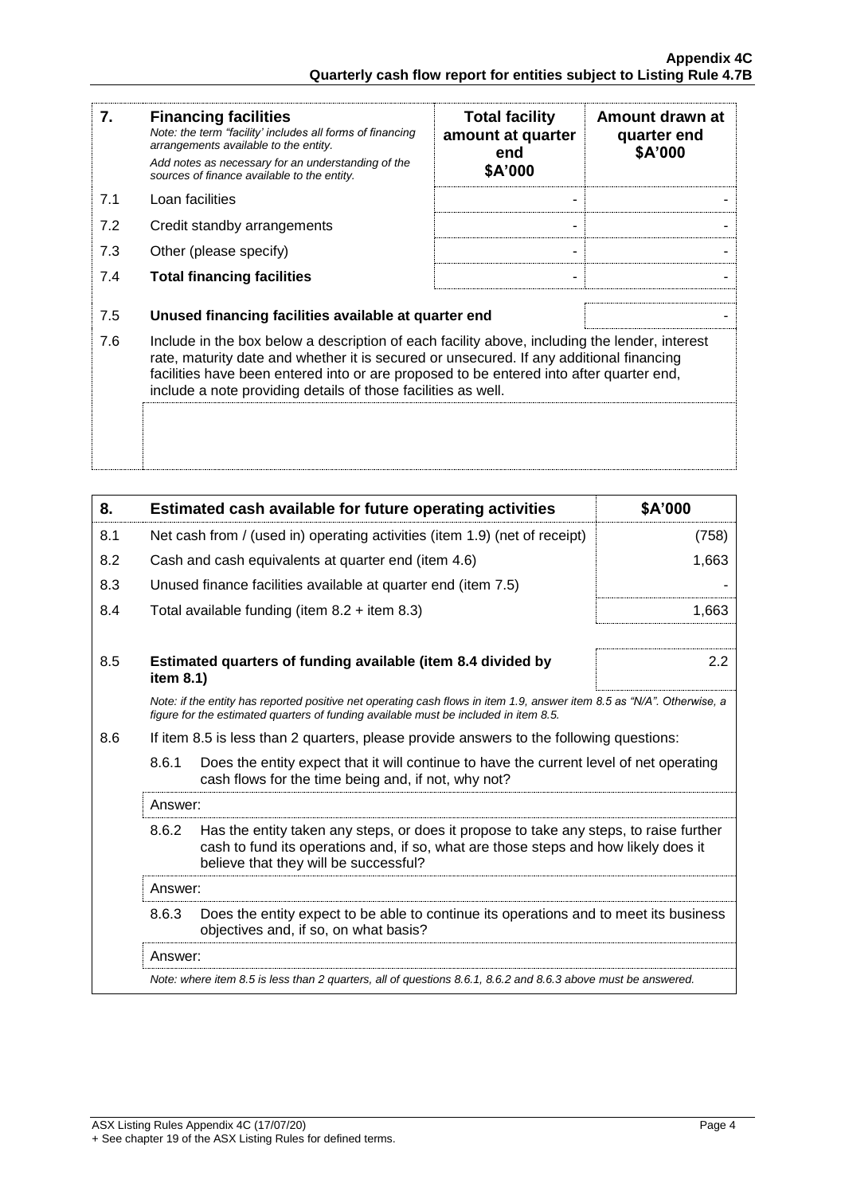| 7. | **Financing facilities**<br>*Note: the term "facility' includes all forms of financing arrangements available to the entity.*<br>*Add notes as necessary for an understanding of the sources of finance available to the entity.* | **Total facility amount at quarter end**<br>**\$A'000** | **Amount drawn at quarter end**<br>**\$A'000** |
|---|---|---|---|
| 7.1 | Loan facilities | - | - |
| 7.2 | Credit standby arrangements | - | - |
| 7.3 | Other (please specify) | - | - |
| 7.4 | **Total financing facilities** | - | - |

| | | |
|---|---|---|
| 7.5 | **Unused financing facilities available at quarter end** | - |

7.6 Include in the box below a description of each facility above, including the lender, interest rate, maturity date and whether it is secured or unsecured. If any additional financing facilities have been entered into or are proposed to be entered into after quarter end, include a note providing details of those facilities as well.

| 8. | **Estimated cash available for future operating activities** | **\$A'000** |
|---|---|---|
| 8.1 | Net cash from / (used in) operating activities (item 1.9) (net of receipt) | (758) |
| 8.2 | Cash and cash equivalents at quarter end (item 4.6) | 1,663 |
| 8.3 | Unused finance facilities available at quarter end (item 7.5) | - |
| 8.4 | Total available funding (item 8.2 + item 8.3) | 1,663 |
| 8.5 | **Estimated quarters of funding available (item 8.4 divided by item 8.1)** | 2.2 |

*Note: if the entity has reported positive net operating cash flows in item 1.9, answer item 8.5 as "N/A". Otherwise, a figure for the estimated quarters of funding available must be included in item 8.5.*

8.6 If item 8.5 is less than 2 quarters, please provide answers to the following questions:

8.6.1 Does the entity expect that it will continue to have the current level of net operating cash flows for the time being and, if not, why not?

Answer:

8.6.2 Has the entity taken any steps, or does it propose to take any steps, to raise further cash to fund its operations and, if so, what are those steps and how likely does it believe that they will be successful?

Answer:

8.6.3 Does the entity expect to be able to continue its operations and to meet its business objectives and, if so, on what basis?

Answer:

*Note: where item 8.5 is less than 2 quarters, all of questions 8.6.1, 8.6.2 and 8.6.3 above must be answered.*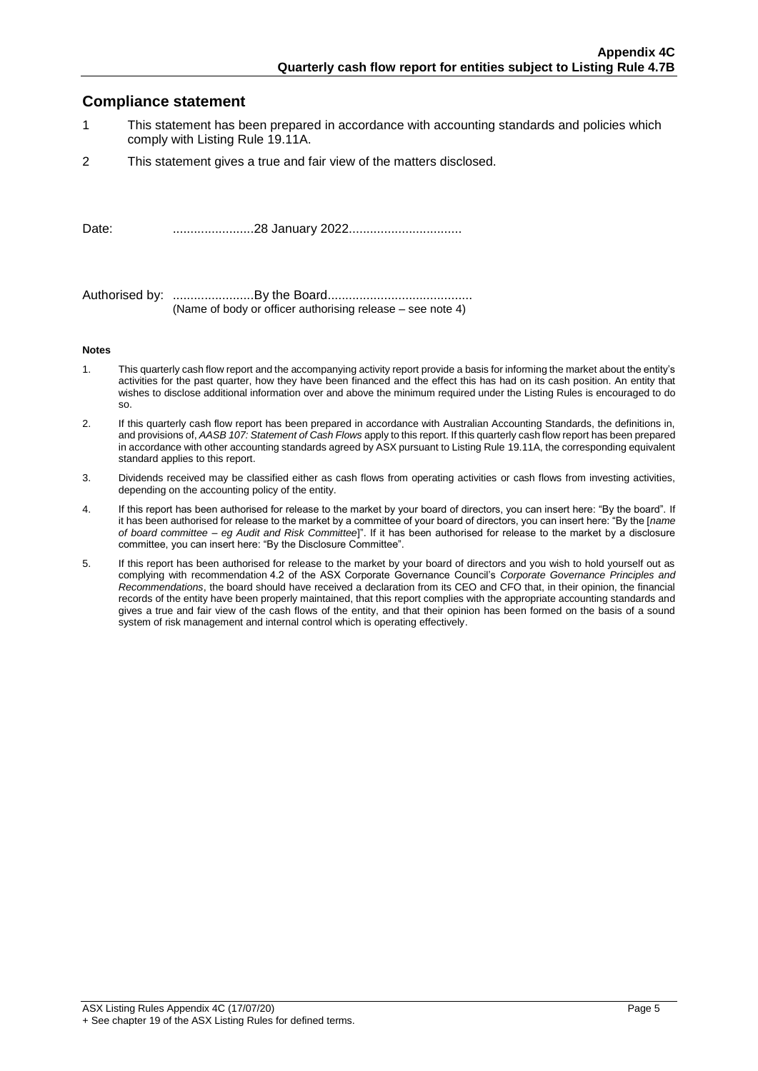## Compliance statement

1. This statement has been prepared in accordance with accounting standards and policies which comply with Listing Rule 19.11A.

2. This statement gives a true and fair view of the matters disclosed.

Date: .......................28 January 2022................................

Authorised by: .......................By the Board.........................................
(Name of body or officer authorising release – see note 4)

**Notes**

1. This quarterly cash flow report and the accompanying activity report provide a basis for informing the market about the entity's activities for the past quarter, how they have been financed and the effect this has had on its cash position. An entity that wishes to disclose additional information over and above the minimum required under the Listing Rules is encouraged to do so.

2. If this quarterly cash flow report has been prepared in accordance with Australian Accounting Standards, the definitions in, and provisions of, *AASB 107: Statement of Cash Flows* apply to this report. If this quarterly cash flow report has been prepared in accordance with other accounting standards agreed by ASX pursuant to Listing Rule 19.11A, the corresponding equivalent standard applies to this report.

3. Dividends received may be classified either as cash flows from operating activities or cash flows from investing activities, depending on the accounting policy of the entity.

4. If this report has been authorised for release to the market by your board of directors, you can insert here: "By the board". If it has been authorised for release to the market by a committee of your board of directors, you can insert here: "By the [*name of board committee – eg Audit and Risk Committee*]". If it has been authorised for release to the market by a disclosure committee, you can insert here: "By the Disclosure Committee".

5. If this report has been authorised for release to the market by your board of directors and you wish to hold yourself out as complying with recommendation 4.2 of the ASX Corporate Governance Council's *Corporate Governance Principles and Recommendations*, the board should have received a declaration from its CEO and CFO that, in their opinion, the financial records of the entity have been properly maintained, that this report complies with the appropriate accounting standards and gives a true and fair view of the cash flows of the entity, and that their opinion has been formed on the basis of a sound system of risk management and internal control which is operating effectively.

+ See chapter 19 of the ASX Listing Rules for defined terms.